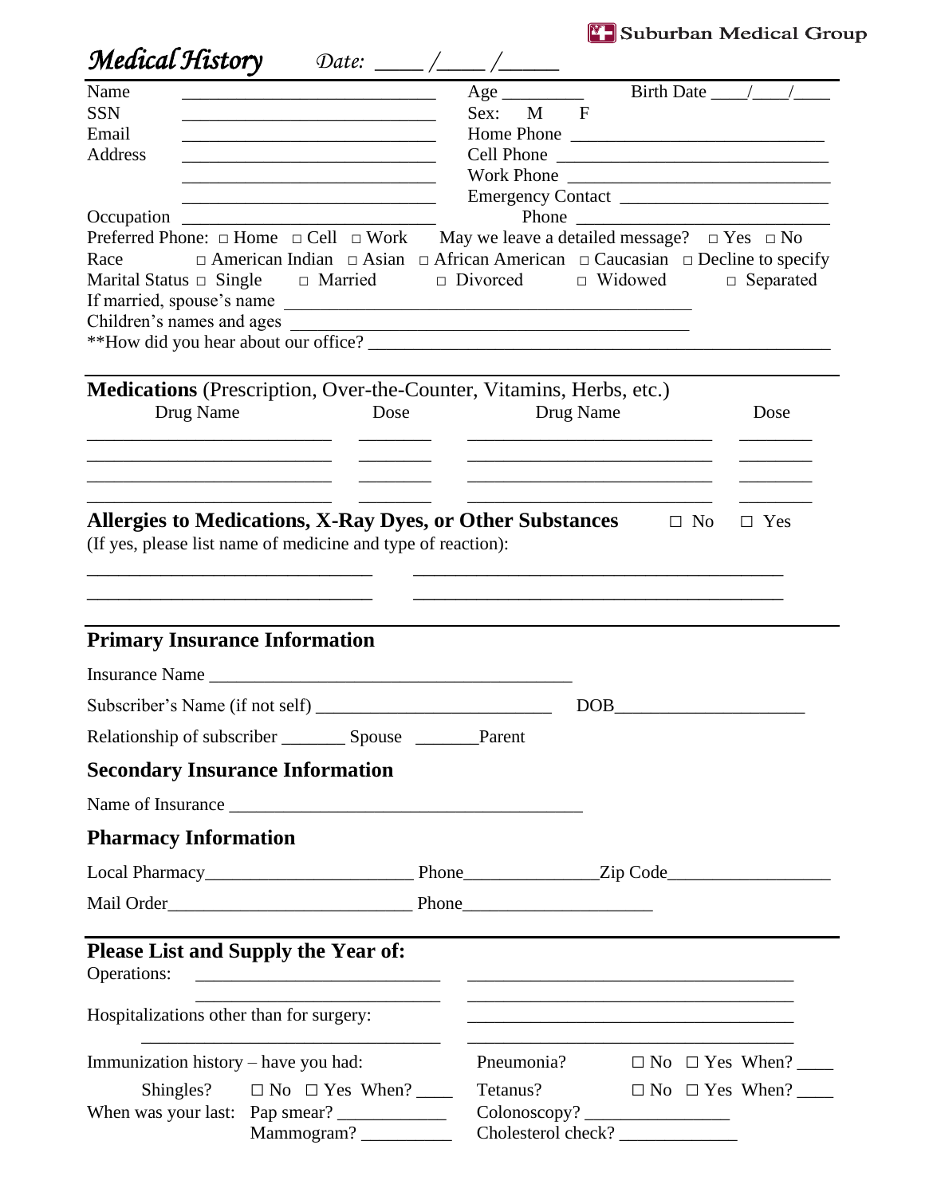Suburban Medical Group

# *Medical History* *Date: ____ /____ /_____*

Name ____________________________ Age _________ Birth Date ____/____/____

SSN ____________________________ Sex: M F

Email ____________________________ Home Phone ____________________________

Address ____________________________ Cell Phone ____________________________

____________________________ Work Phone ____________________________

____________________________ Emergency Contact ____________________________

Occupation ____________________________ Phone ____________________________

Preferred Phone: □ Home □ Cell □ Work May we leave a detailed message? □ Yes □ No

Race □ American Indian □ Asian □ African American □ Caucasian □ Decline to specify

Marital Status □ Single □ Married □ Divorced □ Widowed □ Separated

If married, spouse's name ____________________________________________

Children's names and ages ____________________________________________

**How did you hear about our office? ____________________________________________

## Medications (Prescription, Over-the-Counter, Vitamins, Herbs, etc.)

| Drug Name | Dose | Drug Name | Dose |
|---|---|---|---|
| | | | |
| | | | |
| | | | |
| | | | |

## Allergies to Medications, X-Ray Dyes, or Other Substances □ No □ Yes

(If yes, please list name of medicine and type of reaction):

____________________________ ____________________________________

____________________________ ____________________________________

## Primary Insurance Information

Insurance Name ____________________________________________

Subscriber's Name (if not self) ____________________________ DOB____________________

Relationship of subscriber _______ Spouse _______Parent

## Secondary Insurance Information

Name of Insurance ____________________________________________

## Pharmacy Information

Local Pharmacy______________________ Phone______________Zip Code_________________

Mail Order__________________________ Phone____________________

## Please List and Supply the Year of:

Operations: ____________________________ ____________________________________

____________________________ ____________________________________

Hospitalizations other than for surgery: ____________________________________

____________________________ ____________________________________

Immunization history – have you had: Pneumonia? □ No □ Yes When? ____

Shingles? □ No □ Yes When? ____ Tetanus? □ No □ Yes When? ____

When was your last: Pap smear? ___________ Colonoscopy? _______________

Mammogram? __________ Cholesterol check? _____________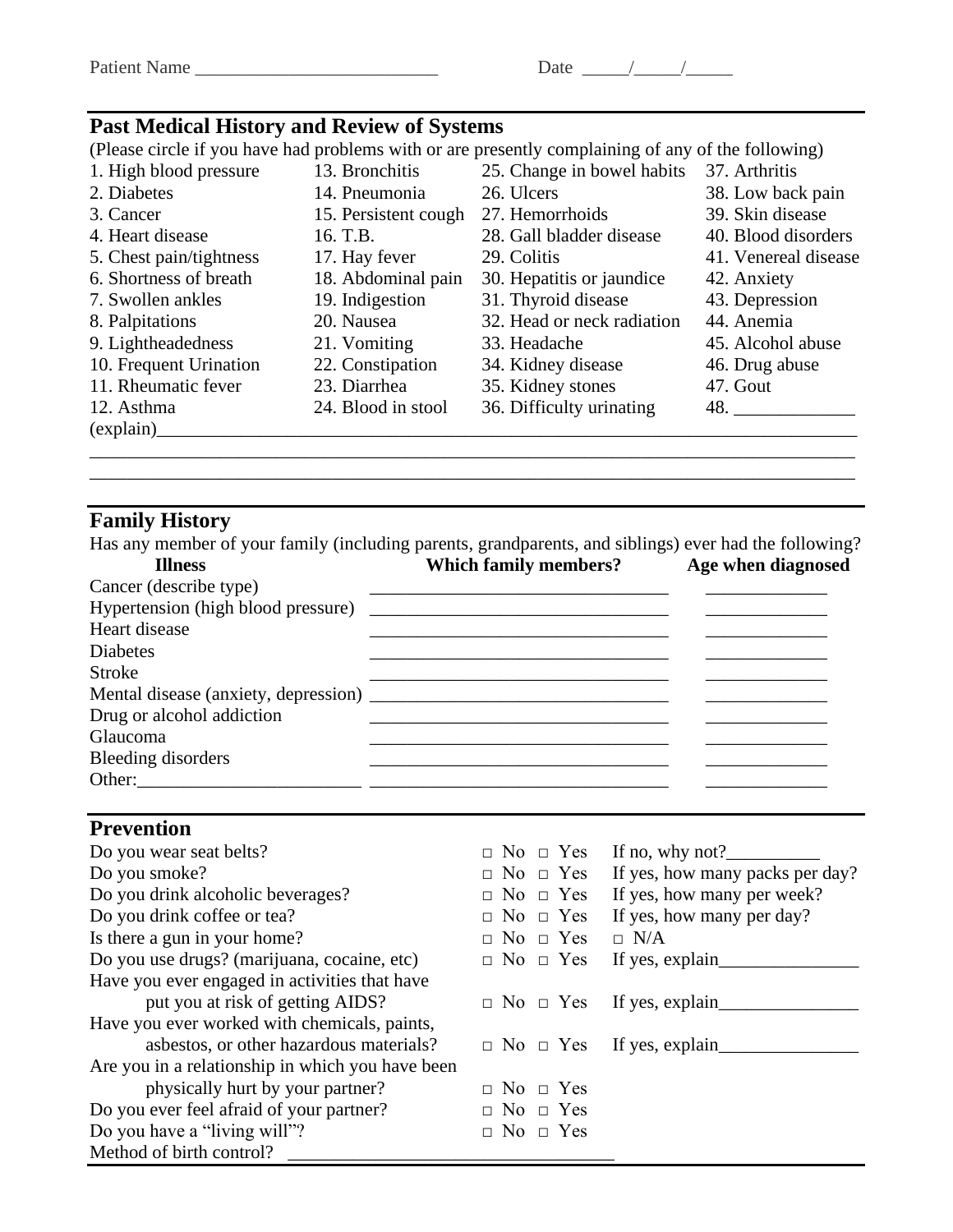Patient Name _________________________ Date _____/_____/_____

## Past Medical History and Review of Systems

(Please circle if you have had problems with or are presently complaining of any of the following)

| | | | |
|---|---|---|---|
| 1. High blood pressure | 13. Bronchitis | 25. Change in bowel habits | 37. Arthritis |
| 2. Diabetes | 14. Pneumonia | 26. Ulcers | 38. Low back pain |
| 3. Cancer | 15. Persistent cough | 27. Hemorrhoids | 39. Skin disease |
| 4. Heart disease | 16. T.B. | 28. Gall bladder disease | 40. Blood disorders |
| 5. Chest pain/tightness | 17. Hay fever | 29. Colitis | 41. Venereal disease |
| 6. Shortness of breath | 18. Abdominal pain | 30. Hepatitis or jaundice | 42. Anxiety |
| 7. Swollen ankles | 19. Indigestion | 31. Thyroid disease | 43. Depression |
| 8. Palpitations | 20. Nausea | 32. Head or neck radiation | 44. Anemia |
| 9. Lightheadedness | 21. Vomiting | 33. Headache | 45. Alcohol abuse |
| 10. Frequent Urination | 22. Constipation | 34. Kidney disease | 46. Drug abuse |
| 11. Rheumatic fever | 23. Diarrhea | 35. Kidney stones | 47. Gout |
| 12. Asthma | 24. Blood in stool | 36. Difficulty urinating | 48. _____________ |

(explain)______________________________________________________________________________

_______________________________________________________________________________________

_______________________________________________________________________________________

## Family History

Has any member of your family (including parents, grandparents, and siblings) ever had the following?

| Illness | Which family members? | Age when diagnosed |
|---|---|---|
| Cancer (describe type) | ________________________________ | _____________ |
| Hypertension (high blood pressure) | ________________________________ | _____________ |
| Heart disease | ________________________________ | _____________ |
| Diabetes | ________________________________ | _____________ |
| Stroke | ________________________________ | _____________ |
| Mental disease (anxiety, depression) | ________________________________ | _____________ |
| Drug or alcohol addiction | ________________________________ | _____________ |
| Glaucoma | ________________________________ | _____________ |
| Bleeding disorders | ________________________________ | _____________ |
| Other:_______________________ | ________________________________ | _____________ |

## Prevention

| | | |
|---|---|---|
| Do you wear seat belts? | □ No □ Yes | If no, why not?__________ |
| Do you smoke? | □ No □ Yes | If yes, how many packs per day? |
| Do you drink alcoholic beverages? | □ No □ Yes | If yes, how many per week? |
| Do you drink coffee or tea? | □ No □ Yes | If yes, how many per day? |
| Is there a gun in your home? | □ No □ Yes | □ N/A |
| Do you use drugs? (marijuana, cocaine, etc) | □ No □ Yes | If yes, explain_______________ |
| Have you ever engaged in activities that have put you at risk of getting AIDS? | □ No □ Yes | If yes, explain_______________ |
| Have you ever worked with chemicals, paints, asbestos, or other hazardous materials? | □ No □ Yes | If yes, explain_______________ |
| Are you in a relationship in which you have been physically hurt by your partner? | □ No □ Yes | |
| Do you ever feel afraid of your partner? | □ No □ Yes | |
| Do you have a "living will"? | □ No □ Yes | |

Method of birth control? _________________________________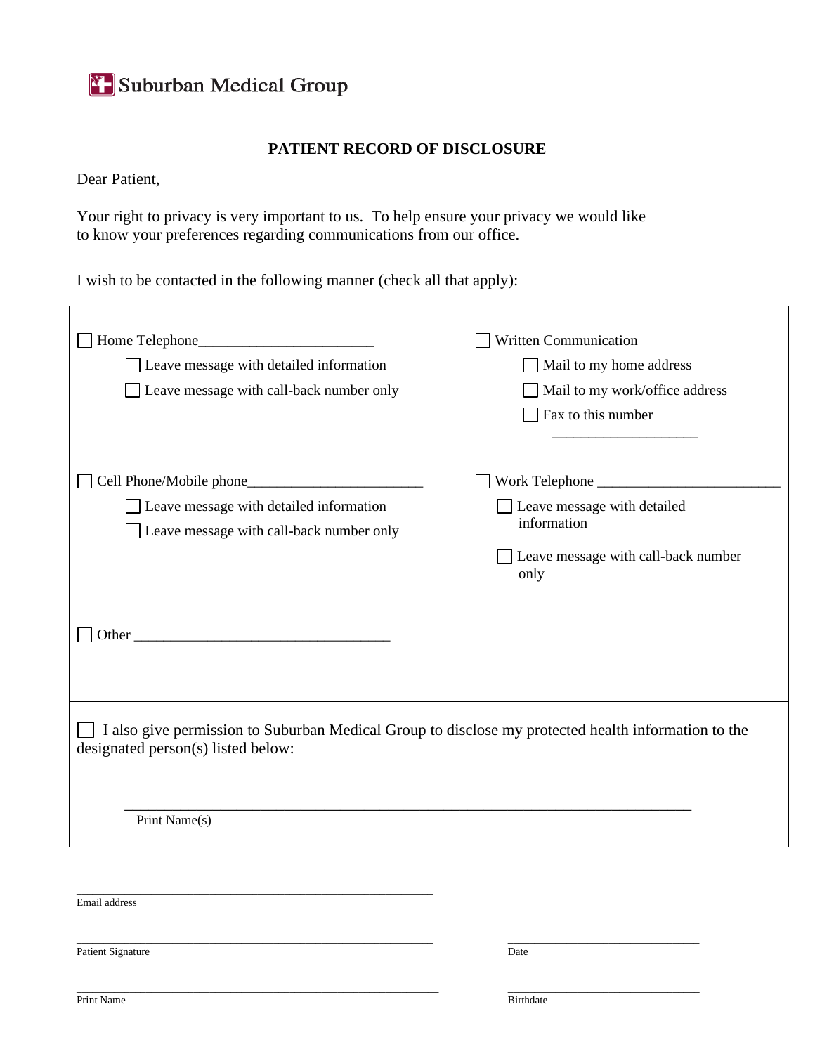Suburban Medical Group

## PATIENT RECORD OF DISCLOSURE

Dear Patient,

Your right to privacy is very important to us. To help ensure your privacy we would like to know your preferences regarding communications from our office.

I wish to be contacted in the following manner (check all that apply):

- ☐ Home Telephone________________________
  - ☐ Leave message with detailed information
  - ☐ Leave message with call-back number only
- ☐ Written Communication
  - ☐ Mail to my home address
  - ☐ Mail to my work/office address
  - ☐ Fax to this number ____________________
- ☐ Cell Phone/Mobile phone________________________
  - ☐ Leave message with detailed information
  - ☐ Leave message with call-back number only
- ☐ Work Telephone ________________________
  - ☐ Leave message with detailed information
  - ☐ Leave message with call-back number only
- ☐ Other ___________________________________

☐ I also give permission to Suburban Medical Group to disclose my protected health information to the designated person(s) listed below:

______________________________________________________________________

Print Name(s)

_______________________________________________

Email address

_______________________________________________ ______________________________

Patient Signature Date

_______________________________________________ ______________________________

Print Name Birthdate